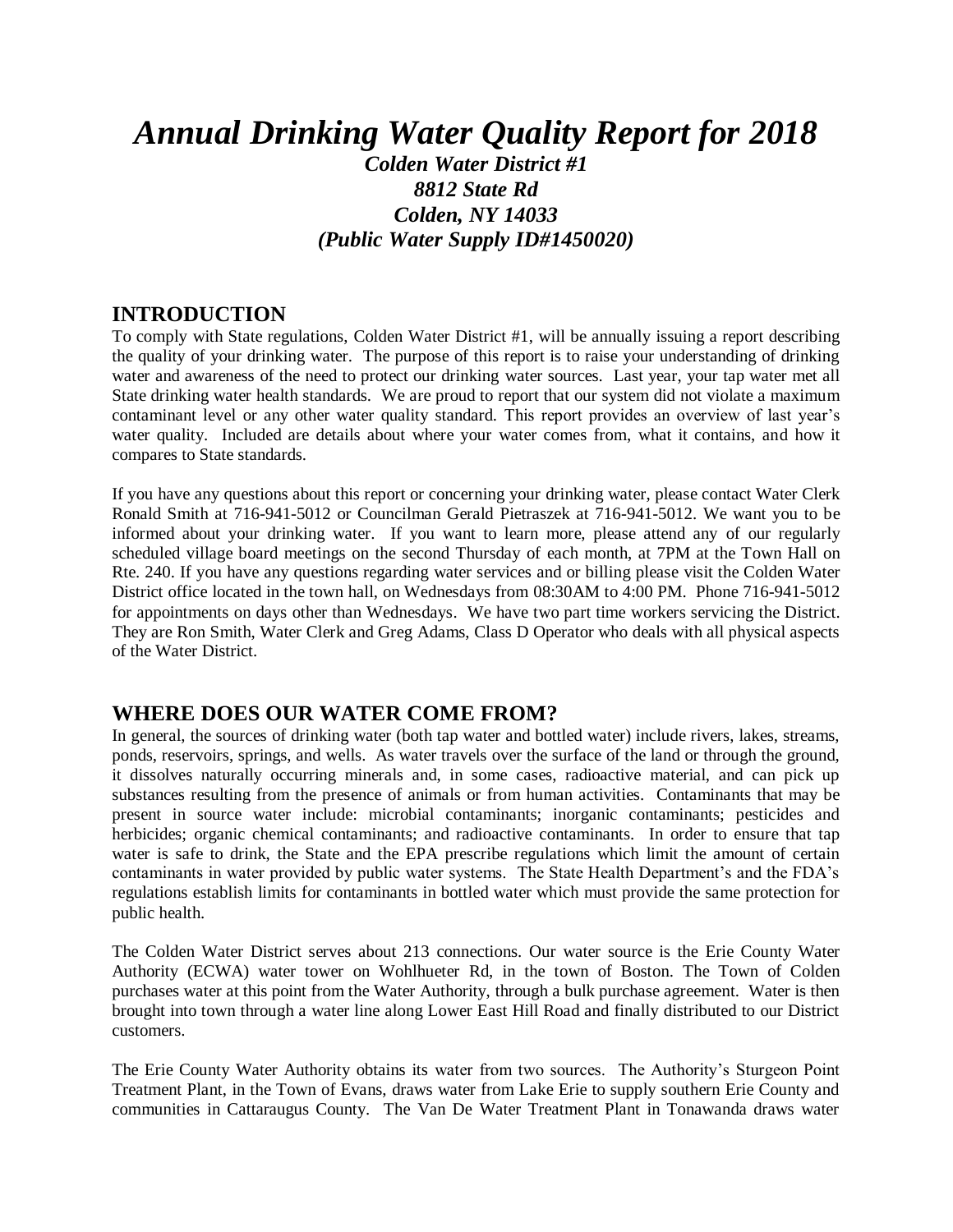# *Annual Drinking Water Quality Report for 2018*

***Colden Water District #1***
***8812 State Rd***
***Colden, NY 14033***
***(Public Water Supply ID#1450020)***

## INTRODUCTION

To comply with State regulations, Colden Water District #1, will be annually issuing a report describing the quality of your drinking water. The purpose of this report is to raise your understanding of drinking water and awareness of the need to protect our drinking water sources. Last year, your tap water met all State drinking water health standards. We are proud to report that our system did not violate a maximum contaminant level or any other water quality standard. This report provides an overview of last year's water quality. Included are details about where your water comes from, what it contains, and how it compares to State standards.

If you have any questions about this report or concerning your drinking water, please contact Water Clerk Ronald Smith at 716-941-5012 or Councilman Gerald Pietraszek at 716-941-5012. We want you to be informed about your drinking water. If you want to learn more, please attend any of our regularly scheduled village board meetings on the second Thursday of each month, at 7PM at the Town Hall on Rte. 240. If you have any questions regarding water services and or billing please visit the Colden Water District office located in the town hall, on Wednesdays from 08:30AM to 4:00 PM. Phone 716-941-5012 for appointments on days other than Wednesdays. We have two part time workers servicing the District. They are Ron Smith, Water Clerk and Greg Adams, Class D Operator who deals with all physical aspects of the Water District.

## WHERE DOES OUR WATER COME FROM?

In general, the sources of drinking water (both tap water and bottled water) include rivers, lakes, streams, ponds, reservoirs, springs, and wells. As water travels over the surface of the land or through the ground, it dissolves naturally occurring minerals and, in some cases, radioactive material, and can pick up substances resulting from the presence of animals or from human activities. Contaminants that may be present in source water include: microbial contaminants; inorganic contaminants; pesticides and herbicides; organic chemical contaminants; and radioactive contaminants. In order to ensure that tap water is safe to drink, the State and the EPA prescribe regulations which limit the amount of certain contaminants in water provided by public water systems. The State Health Department's and the FDA's regulations establish limits for contaminants in bottled water which must provide the same protection for public health.

The Colden Water District serves about 213 connections. Our water source is the Erie County Water Authority (ECWA) water tower on Wohlhueter Rd, in the town of Boston. The Town of Colden purchases water at this point from the Water Authority, through a bulk purchase agreement. Water is then brought into town through a water line along Lower East Hill Road and finally distributed to our District customers.

The Erie County Water Authority obtains its water from two sources. The Authority's Sturgeon Point Treatment Plant, in the Town of Evans, draws water from Lake Erie to supply southern Erie County and communities in Cattaraugus County. The Van De Water Treatment Plant in Tonawanda draws water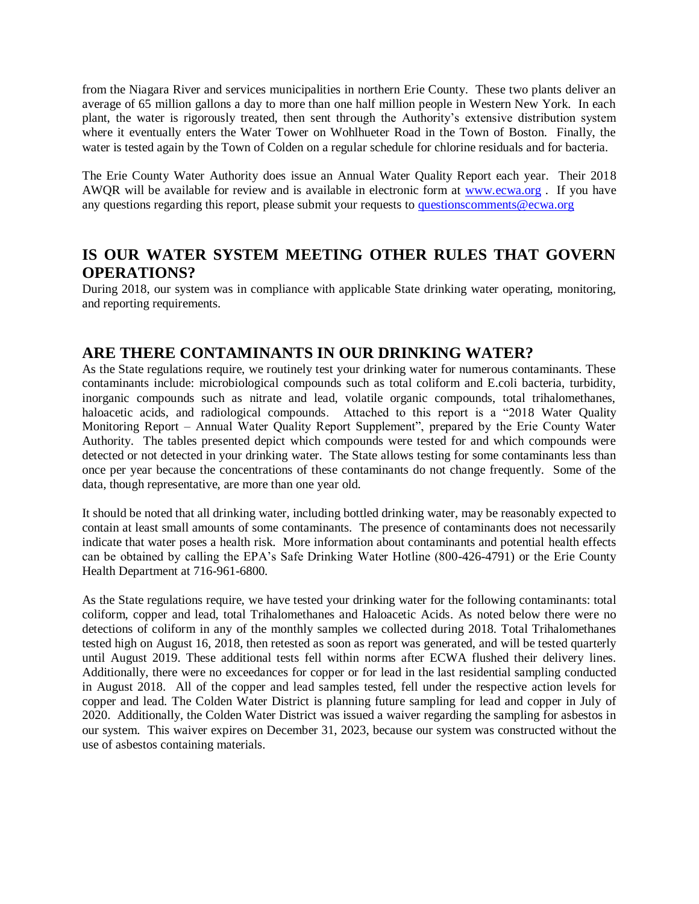from the Niagara River and services municipalities in northern Erie County. These two plants deliver an average of 65 million gallons a day to more than one half million people in Western New York. In each plant, the water is rigorously treated, then sent through the Authority's extensive distribution system where it eventually enters the Water Tower on Wohlhueter Road in the Town of Boston. Finally, the water is tested again by the Town of Colden on a regular schedule for chlorine residuals and for bacteria.

The Erie County Water Authority does issue an Annual Water Quality Report each year. Their 2018 AWQR will be available for review and is available in electronic form at [www.ecwa.org](http://www.ecwa.org) . If you have any questions regarding this report, please submit your requests to [questionscomments@ecwa.org](mailto:questionscomments@ecwa.org)

## IS OUR WATER SYSTEM MEETING OTHER RULES THAT GOVERN OPERATIONS?

During 2018, our system was in compliance with applicable State drinking water operating, monitoring, and reporting requirements.

## ARE THERE CONTAMINANTS IN OUR DRINKING WATER?

As the State regulations require, we routinely test your drinking water for numerous contaminants. These contaminants include: microbiological compounds such as total coliform and E.coli bacteria, turbidity, inorganic compounds such as nitrate and lead, volatile organic compounds, total trihalomethanes, haloacetic acids, and radiological compounds. Attached to this report is a "2018 Water Quality Monitoring Report – Annual Water Quality Report Supplement", prepared by the Erie County Water Authority. The tables presented depict which compounds were tested for and which compounds were detected or not detected in your drinking water. The State allows testing for some contaminants less than once per year because the concentrations of these contaminants do not change frequently. Some of the data, though representative, are more than one year old.

It should be noted that all drinking water, including bottled drinking water, may be reasonably expected to contain at least small amounts of some contaminants. The presence of contaminants does not necessarily indicate that water poses a health risk. More information about contaminants and potential health effects can be obtained by calling the EPA's Safe Drinking Water Hotline (800-426-4791) or the Erie County Health Department at 716-961-6800.

As the State regulations require, we have tested your drinking water for the following contaminants: total coliform, copper and lead, total Trihalomethanes and Haloacetic Acids. As noted below there were no detections of coliform in any of the monthly samples we collected during 2018. Total Trihalomethanes tested high on August 16, 2018, then retested as soon as report was generated, and will be tested quarterly until August 2019. These additional tests fell within norms after ECWA flushed their delivery lines. Additionally, there were no exceedances for copper or for lead in the last residential sampling conducted in August 2018. All of the copper and lead samples tested, fell under the respective action levels for copper and lead. The Colden Water District is planning future sampling for lead and copper in July of 2020. Additionally, the Colden Water District was issued a waiver regarding the sampling for asbestos in our system. This waiver expires on December 31, 2023, because our system was constructed without the use of asbestos containing materials.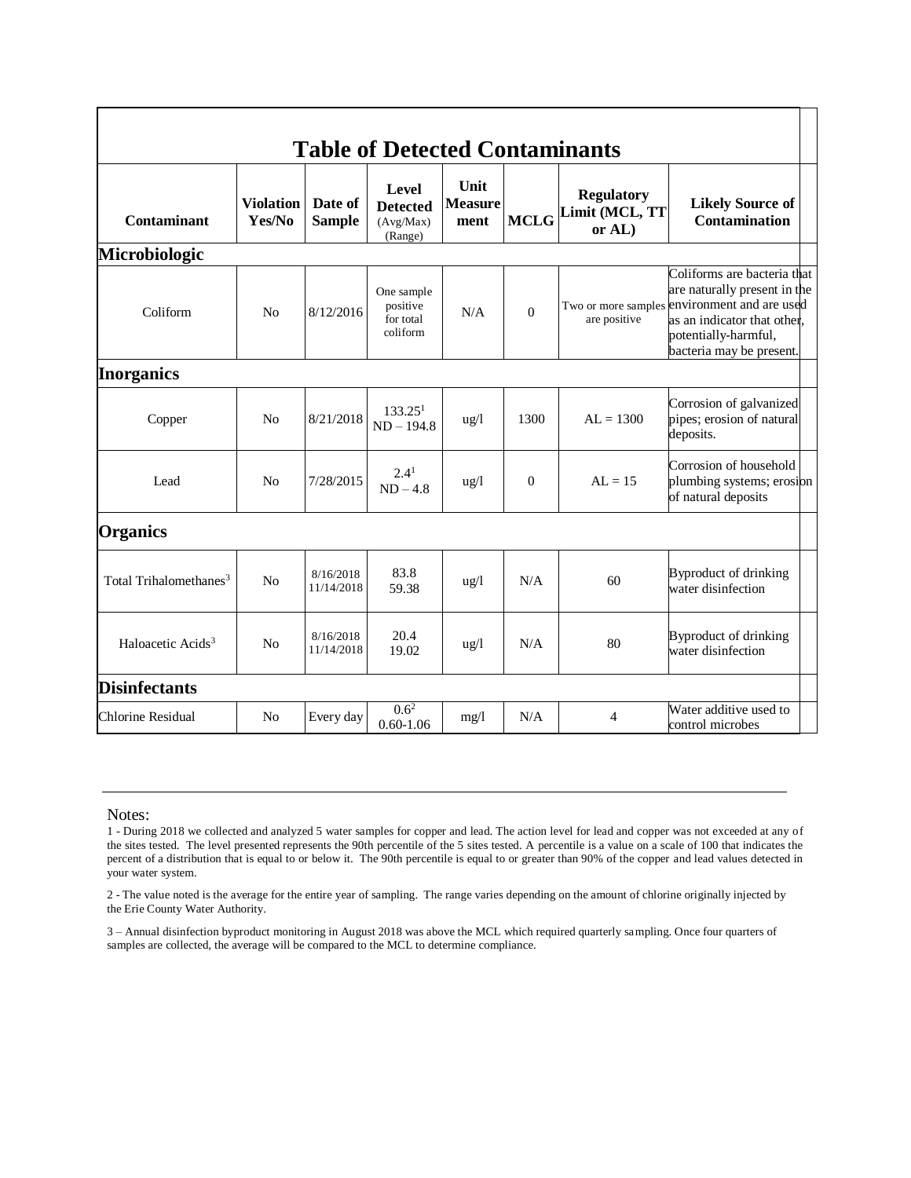# Table of Detected Contaminants

| Contaminant | Violation Yes/No | Date of Sample | Level Detected (Avg/Max) (Range) | Unit Measurement | MCLG | Regulatory Limit (MCL, TT or AL) | Likely Source of Contamination |
|---|---|---|---|---|---|---|---|
| **Microbiologic** | | | | | | | |
| Coliform | No | 8/12/2016 | One sample positive for total coliform | N/A | 0 | Two or more samples are positive | Coliforms are bacteria that are naturally present in the environment and are used as an indicator that other, potentially-harmful, bacteria may be present. |
| **Inorganics** | | | | | | | |
| Copper | No | 8/21/2018 | 133.25[1] ND – 194.8 | ug/l | 1300 | AL = 1300 | Corrosion of galvanized pipes; erosion of natural deposits. |
| Lead | No | 7/28/2015 | 2.4[1] ND – 4.8 | ug/l | 0 | AL = 15 | Corrosion of household plumbing systems; erosion of natural deposits |
| **Organics** | | | | | | | |
| Total Trihalomethanes[3] | No | 8/16/2018 11/14/2018 | 83.8 59.38 | ug/l | N/A | 60 | Byproduct of drinking water disinfection |
| Haloacetic Acids[3] | No | 8/16/2018 11/14/2018 | 20.4 19.02 | ug/l | N/A | 80 | Byproduct of drinking water disinfection |
| **Disinfectants** | | | | | | | |
| Chlorine Residual | No | Every day | 0.6[2] 0.60-1.06 | mg/l | N/A | 4 | Water additive used to control microbes |

---

Notes:

1 - During 2018 we collected and analyzed 5 water samples for copper and lead. The action level for lead and copper was not exceeded at any of the sites tested. The level presented represents the 90th percentile of the 5 sites tested. A percentile is a value on a scale of 100 that indicates the percent of a distribution that is equal to or below it. The 90th percentile is equal to or greater than 90% of the copper and lead values detected in your water system.

2 - The value noted is the average for the entire year of sampling. The range varies depending on the amount of chlorine originally injected by the Erie County Water Authority.

3 – Annual disinfection byproduct monitoring in August 2018 was above the MCL which required quarterly sampling. Once four quarters of samples are collected, the average will be compared to the MCL to determine compliance.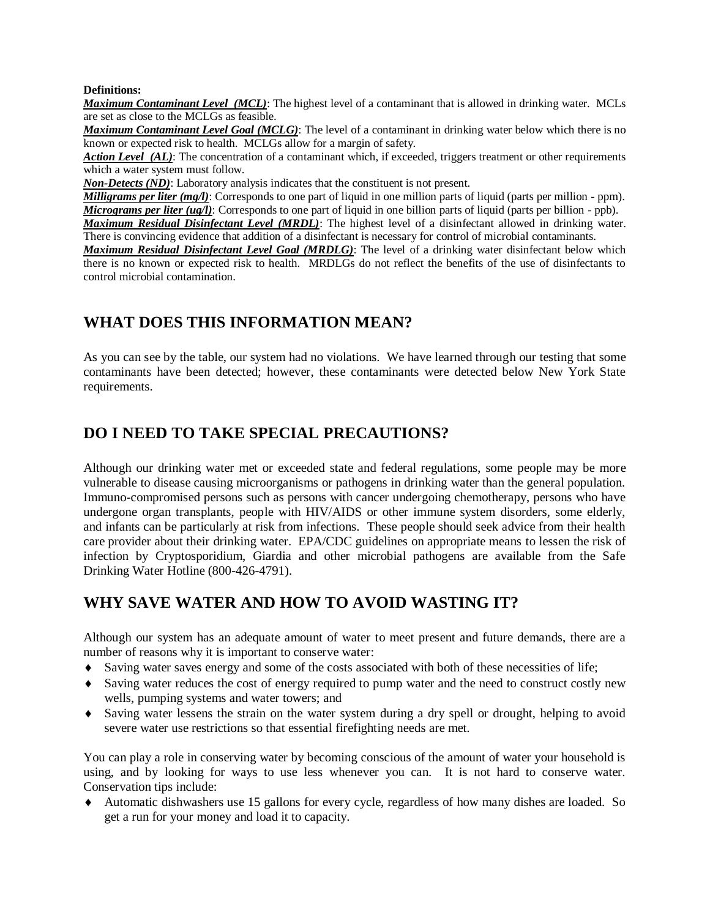**Definitions:**

***Maximum Contaminant Level (MCL)***: The highest level of a contaminant that is allowed in drinking water. MCLs are set as close to the MCLGs as feasible.

***Maximum Contaminant Level Goal (MCLG)***: The level of a contaminant in drinking water below which there is no known or expected risk to health. MCLGs allow for a margin of safety.

***Action Level (AL)***: The concentration of a contaminant which, if exceeded, triggers treatment or other requirements which a water system must follow.

***Non-Detects (ND)***: Laboratory analysis indicates that the constituent is not present.

***Milligrams per liter (mg/l)***: Corresponds to one part of liquid in one million parts of liquid (parts per million - ppm).

***Micrograms per liter (ug/l)***: Corresponds to one part of liquid in one billion parts of liquid (parts per billion - ppb).

***Maximum Residual Disinfectant Level (MRDL)***: The highest level of a disinfectant allowed in drinking water. There is convincing evidence that addition of a disinfectant is necessary for control of microbial contaminants.

***Maximum Residual Disinfectant Level Goal (MRDLG)***: The level of a drinking water disinfectant below which there is no known or expected risk to health. MRDLGs do not reflect the benefits of the use of disinfectants to control microbial contamination.

## WHAT DOES THIS INFORMATION MEAN?

As you can see by the table, our system had no violations. We have learned through our testing that some contaminants have been detected; however, these contaminants were detected below New York State requirements.

## DO I NEED TO TAKE SPECIAL PRECAUTIONS?

Although our drinking water met or exceeded state and federal regulations, some people may be more vulnerable to disease causing microorganisms or pathogens in drinking water than the general population. Immuno-compromised persons such as persons with cancer undergoing chemotherapy, persons who have undergone organ transplants, people with HIV/AIDS or other immune system disorders, some elderly, and infants can be particularly at risk from infections. These people should seek advice from their health care provider about their drinking water. EPA/CDC guidelines on appropriate means to lessen the risk of infection by Cryptosporidium, Giardia and other microbial pathogens are available from the Safe Drinking Water Hotline (800-426-4791).

## WHY SAVE WATER AND HOW TO AVOID WASTING IT?

Although our system has an adequate amount of water to meet present and future demands, there are a number of reasons why it is important to conserve water:

- Saving water saves energy and some of the costs associated with both of these necessities of life;
- Saving water reduces the cost of energy required to pump water and the need to construct costly new wells, pumping systems and water towers; and
- Saving water lessens the strain on the water system during a dry spell or drought, helping to avoid severe water use restrictions so that essential firefighting needs are met.

You can play a role in conserving water by becoming conscious of the amount of water your household is using, and by looking for ways to use less whenever you can. It is not hard to conserve water. Conservation tips include:

- Automatic dishwashers use 15 gallons for every cycle, regardless of how many dishes are loaded. So get a run for your money and load it to capacity.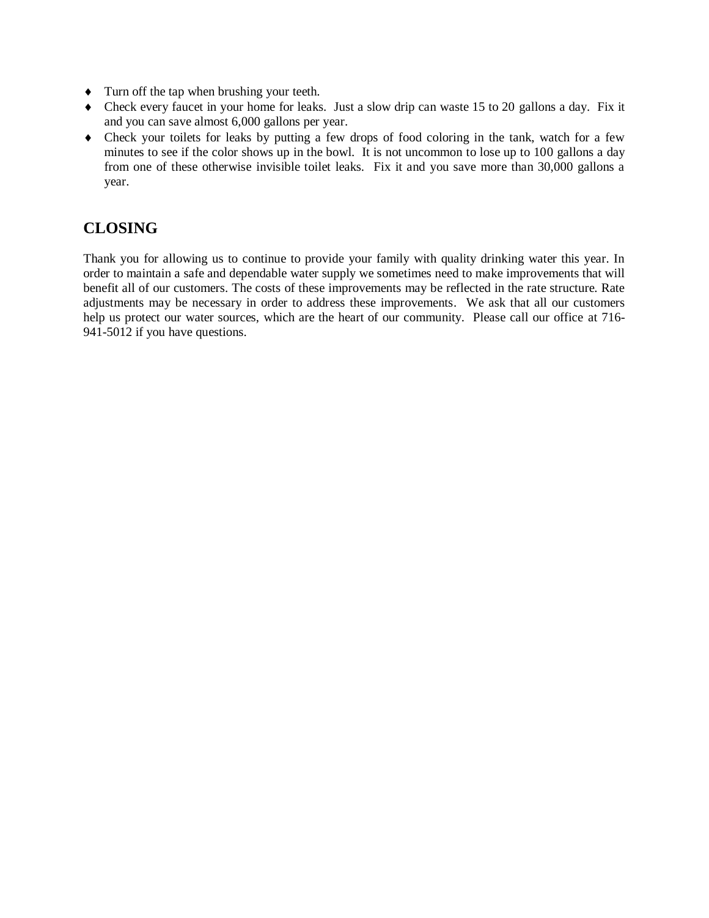- Turn off the tap when brushing your teeth.
- Check every faucet in your home for leaks. Just a slow drip can waste 15 to 20 gallons a day. Fix it and you can save almost 6,000 gallons per year.
- Check your toilets for leaks by putting a few drops of food coloring in the tank, watch for a few minutes to see if the color shows up in the bowl. It is not uncommon to lose up to 100 gallons a day from one of these otherwise invisible toilet leaks. Fix it and you save more than 30,000 gallons a year.

## CLOSING

Thank you for allowing us to continue to provide your family with quality drinking water this year. In order to maintain a safe and dependable water supply we sometimes need to make improvements that will benefit all of our customers. The costs of these improvements may be reflected in the rate structure. Rate adjustments may be necessary in order to address these improvements. We ask that all our customers help us protect our water sources, which are the heart of our community. Please call our office at 716-941-5012 if you have questions.